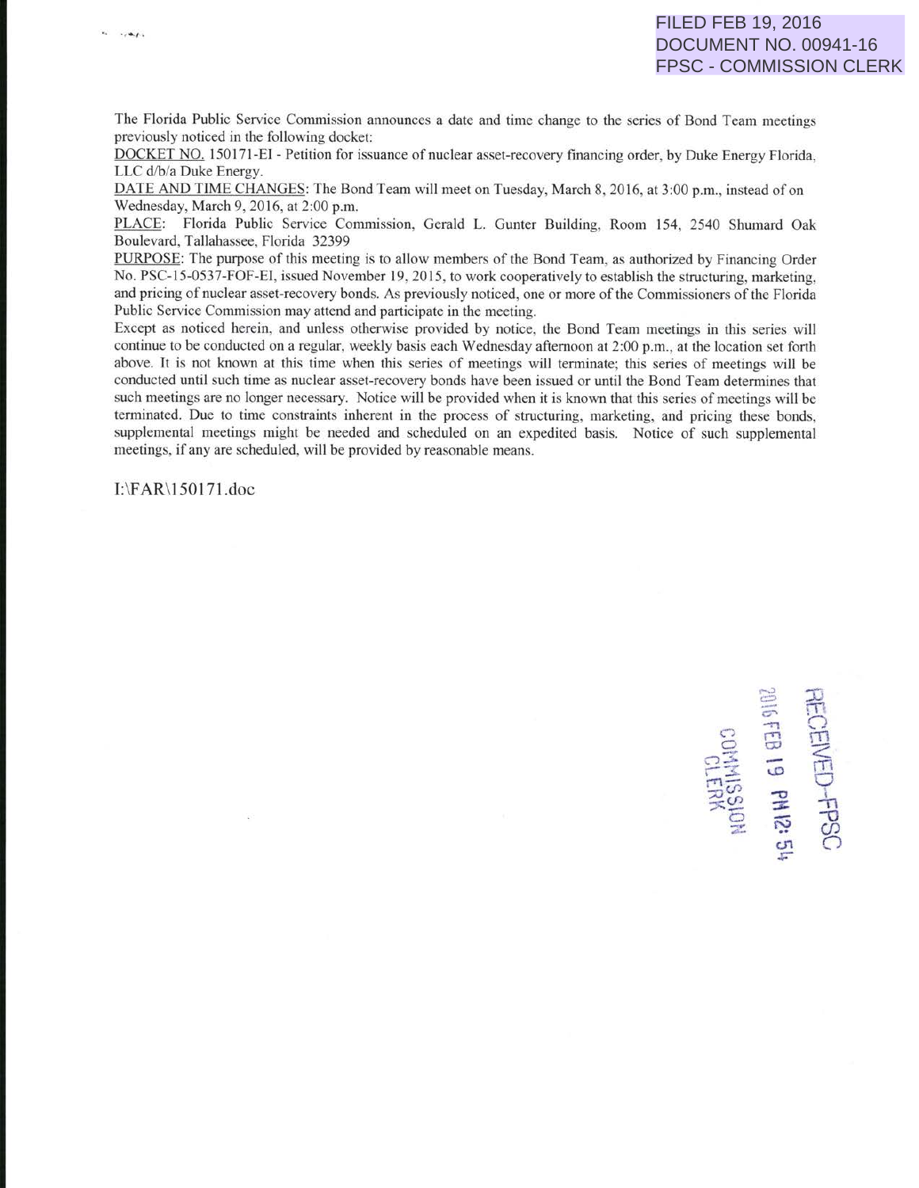FILED FEB 19, 2016
DOCUMENT NO. 00941-16
FPSC - COMMISSION CLERK

The Florida Public Service Commission announces a date and time change to the series of Bond Team meetings previously noticed in the following docket:

DOCKET NO. 150171-EI - Petition for issuance of nuclear asset-recovery financing order, by Duke Energy Florida, LLC d/b/a Duke Energy.

DATE AND TIME CHANGES: The Bond Team will meet on Tuesday, March 8, 2016, at 3:00 p.m., instead of on Wednesday, March 9, 2016, at 2:00 p.m.

PLACE: Florida Public Service Commission, Gerald L. Gunter Building, Room 154, 2540 Shumard Oak Boulevard, Tallahassee, Florida 32399

PURPOSE: The purpose of this meeting is to allow members of the Bond Team, as authorized by Financing Order No. PSC-15-0537-FOF-EI, issued November 19, 2015, to work cooperatively to establish the structuring, marketing, and pricing of nuclear asset-recovery bonds. As previously noticed, one or more of the Commissioners of the Florida Public Service Commission may attend and participate in the meeting.

Except as noticed herein, and unless otherwise provided by notice, the Bond Team meetings in this series will continue to be conducted on a regular, weekly basis each Wednesday afternoon at 2:00 p.m., at the location set forth above. It is not known at this time when this series of meetings will terminate; this series of meetings will be conducted until such time as nuclear asset-recovery bonds have been issued or until the Bond Team determines that such meetings are no longer necessary. Notice will be provided when it is known that this series of meetings will be terminated. Due to time constraints inherent in the process of structuring, marketing, and pricing these bonds, supplemental meetings might be needed and scheduled on an expedited basis. Notice of such supplemental meetings, if any are scheduled, will be provided by reasonable means.

I:\FAR\150171.doc

RECEIVED-FPSC
2016 FEB 19 PM 12: 54
COMMISSION CLERK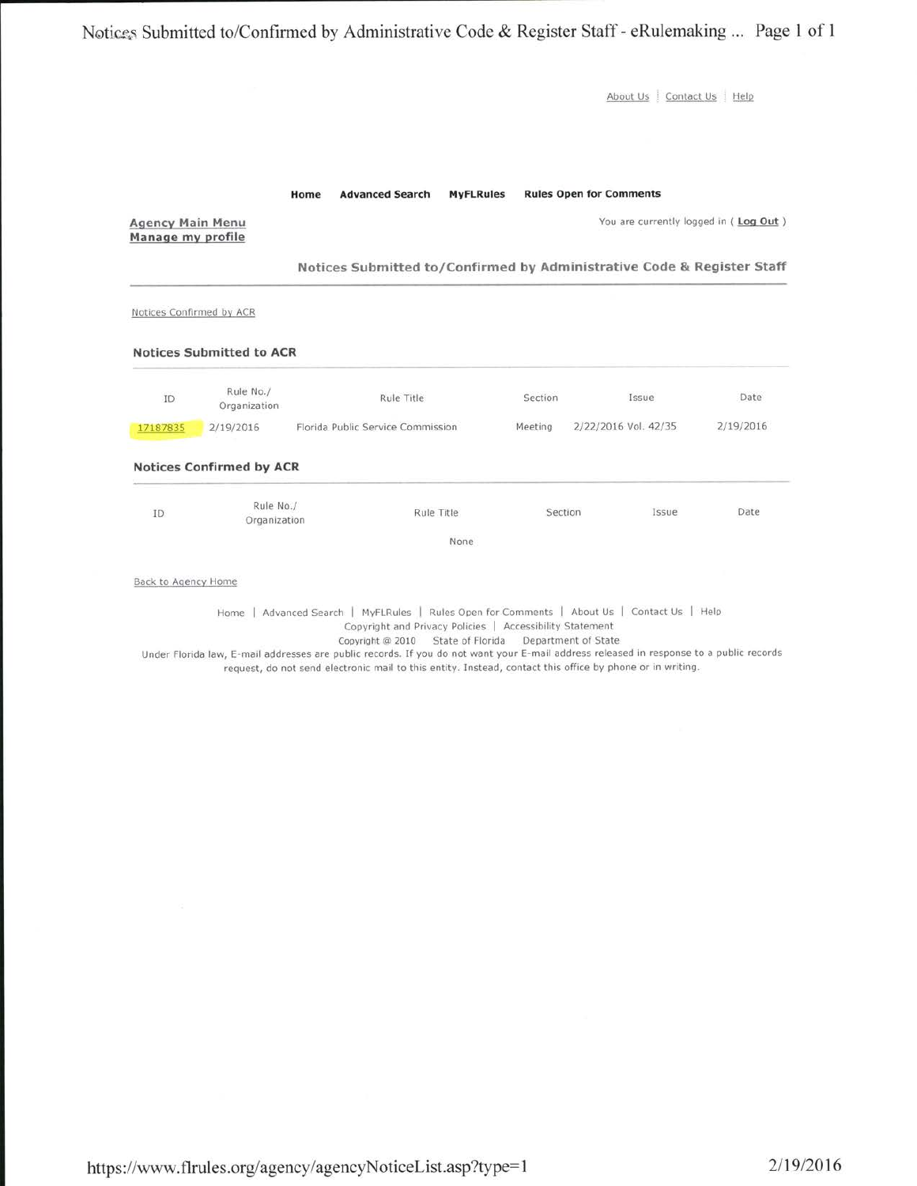About Us | Contact Us | Help

Home   Advanced Search   MyFLRules   Rules Open for Comments

**Agency Main Menu**
**Manage my profile**

You are currently logged in ( **Log Out** )

### Notices Submitted to/Confirmed by Administrative Code & Register Staff

Notices Confirmed by ACR

### Notices Submitted to ACR

| ID | Rule No./ Organization | Rule Title | Section | Issue | Date |
|---|---|---|---|---|---|
| 17187835 | 2/19/2016 | Florida Public Service Commission | Meeting | 2/22/2016 Vol. 42/35 | 2/19/2016 |

### Notices Confirmed by ACR

| ID | Rule No./ Organization | Rule Title | Section | Issue | Date |
|---|---|---|---|---|---|
| | | None | | | |

Back to Agency Home

Home | Advanced Search | MyFLRules | Rules Open for Comments | About Us | Contact Us | Help
Copyright and Privacy Policies | Accessibility Statement
Copyright @ 2010   State of Florida   Department of State
Under Florida law, E-mail addresses are public records. If you do not want your E-mail address released in response to a public records request, do not send electronic mail to this entity. Instead, contact this office by phone or in writing.

https://www.flrules.org/agency/agencyNoticeList.asp?type=1   2/19/2016